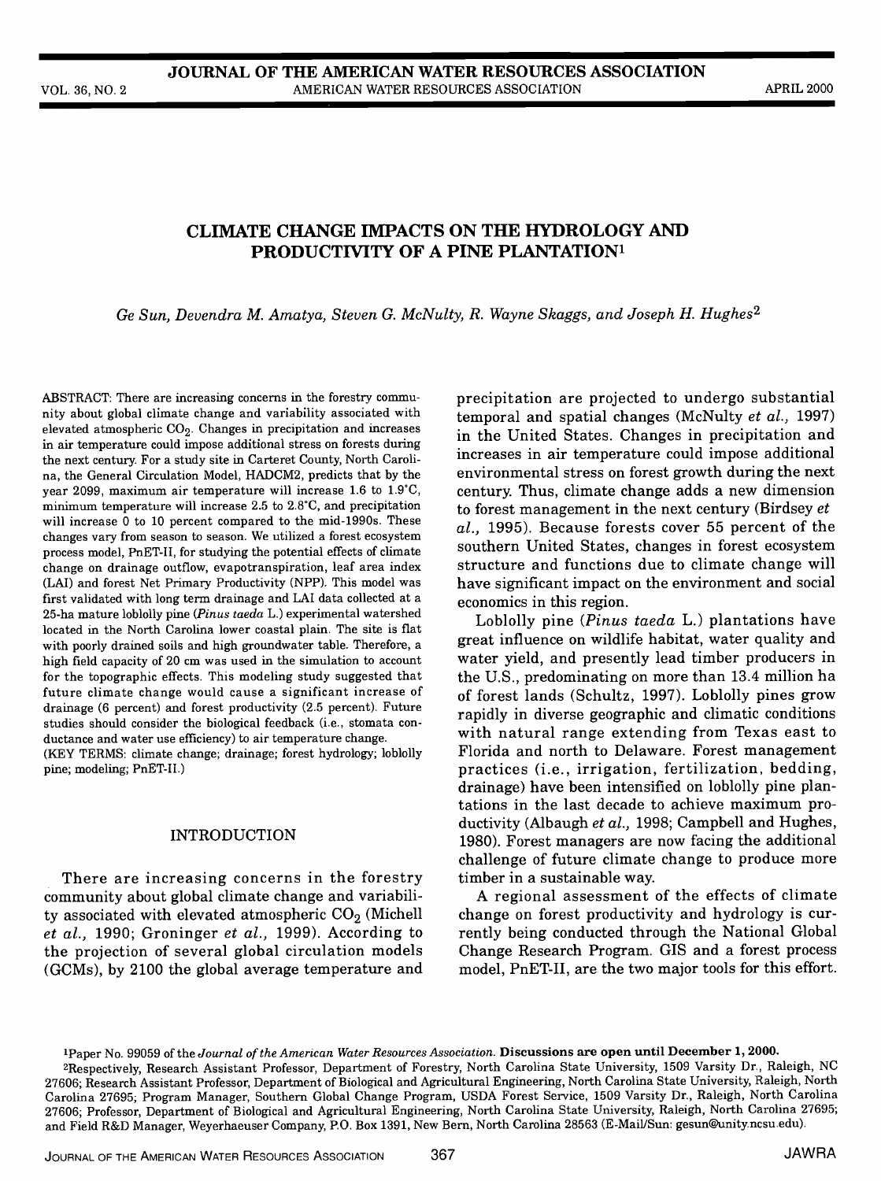# CLIMATE CHANGE IMPACTS ON THE HYDROLOGY AND PRODUCTIVITY OF A PINE PLANTATION[1]

*Ge Sun, Devendra M. Amatya, Steven G. McNulty, R. Wayne Skaggs, and Joseph H. Hughes*[2]

ABSTRACT: There are increasing concerns in the forestry community about global climate change and variability associated with elevated atmospheric $CO_2$. Changes in precipitation and increases in air temperature could impose additional stress on forests during the next century. For a study site in Carteret County, North Carolina, the General Circulation Model, HADCM2, predicts that by the year 2099, maximum air temperature will increase 1.6 to 1.9°C, minimum temperature will increase 2.5 to 2.8°C, and precipitation will increase 0 to 10 percent compared to the mid-1990s. These changes vary from season to season. We utilized a forest ecosystem process model, PnET-II, for studying the potential effects of climate change on drainage outflow, evapotranspiration, leaf area index (LAI) and forest Net Primary Productivity (NPP). This model was first validated with long term drainage and LAI data collected at a 25-ha mature loblolly pine (*Pinus taeda* L.) experimental watershed located in the North Carolina lower coastal plain. The site is flat with poorly drained soils and high groundwater table. Therefore, a high field capacity of 20 cm was used in the simulation to account for the topographic effects. This modeling study suggested that future climate change would cause a significant increase of drainage (6 percent) and forest productivity (2.5 percent). Future studies should consider the biological feedback (i.e., stomata conductance and water use efficiency) to air temperature change.
(KEY TERMS: climate change; drainage; forest hydrology; loblolly pine; modeling; PnET-II.)

## INTRODUCTION

There are increasing concerns in the forestry community about global climate change and variability associated with elevated atmospheric $CO_2$ (Michell *et al.*, 1990; Groninger *et al.*, 1999). According to the projection of several global circulation models (GCMs), by 2100 the global average temperature and precipitation are projected to undergo substantial temporal and spatial changes (McNulty *et al.*, 1997) in the United States. Changes in precipitation and increases in air temperature could impose additional environmental stress on forest growth during the next century. Thus, climate change adds a new dimension to forest management in the next century (Birdsey *et al.*, 1995). Because forests cover 55 percent of the southern United States, changes in forest ecosystem structure and functions due to climate change will have significant impact on the environment and social economics in this region.

Loblolly pine (*Pinus taeda* L.) plantations have great influence on wildlife habitat, water quality and water yield, and presently lead timber producers in the U.S., predominating on more than 13.4 million ha of forest lands (Schultz, 1997). Loblolly pines grow rapidly in diverse geographic and climatic conditions with natural range extending from Texas east to Florida and north to Delaware. Forest management practices (i.e., irrigation, fertilization, bedding, drainage) have been intensified on loblolly pine plantations in the last decade to achieve maximum productivity (Albaugh *et al.*, 1998; Campbell and Hughes, 1980). Forest managers are now facing the additional challenge of future climate change to produce more timber in a sustainable way.

A regional assessment of the effects of climate change on forest productivity and hydrology is currently being conducted through the National Global Change Research Program. GIS and a forest process model, PnET-II, are the two major tools for this effort.

[1]Paper No. 99059 of the *Journal of the American Water Resources Association*. **Discussions are open until December 1, 2000.**

[2]Respectively, Research Assistant Professor, Department of Forestry, North Carolina State University, 1509 Varsity Dr., Raleigh, NC 27606; Research Assistant Professor, Department of Biological and Agricultural Engineering, North Carolina State University, Raleigh, North Carolina 27695; Program Manager, Southern Global Change Program, USDA Forest Service, 1509 Varsity Dr., Raleigh, North Carolina 27606; Professor, Department of Biological and Agricultural Engineering, North Carolina State University, Raleigh, North Carolina 27695; and Field R&D Manager, Weyerhaeuser Company, P.O. Box 1391, New Bern, North Carolina 28563 (E-Mail/Sun: gesun@unity.ncsu.edu).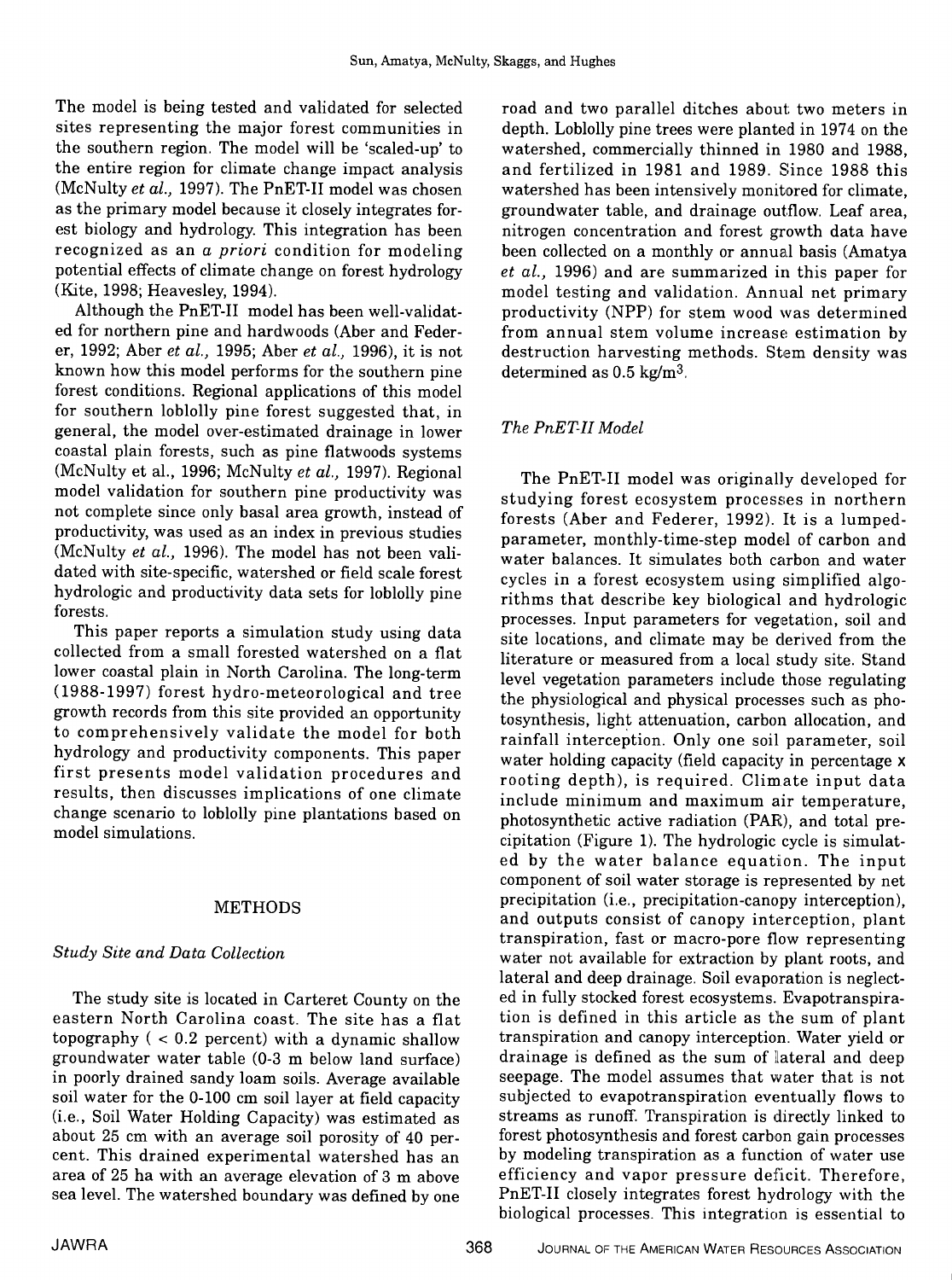The model is being tested and validated for selected sites representing the major forest communities in the southern region. The model will be 'scaled-up' to the entire region for climate change impact analysis (McNulty *et al.,* 1997). The PnET-II model was chosen as the primary model because it closely integrates forest biology and hydrology. This integration has been recognized as an *a priori* condition for modeling potential effects of climate change on forest hydrology (Kite, 1998; Heavesley, 1994).

Although the PnET-II model has been well-validated for northern pine and hardwoods (Aber and Federer, 1992; Aber *et al.,* 1995; Aber *et al.,* 1996), it is not known how this model performs for the southern pine forest conditions. Regional applications of this model for southern loblolly pine forest suggested that, in general, the model over-estimated drainage in lower coastal plain forests, such as pine flatwoods systems (McNulty et al., 1996; McNulty *et al.,* 1997). Regional model validation for southern pine productivity was not complete since only basal area growth, instead of productivity, was used as an index in previous studies (McNulty *et al.,* 1996). The model has not been validated with site-specific, watershed or field scale forest hydrologic and productivity data sets for loblolly pine forests.

This paper reports a simulation study using data collected from a small forested watershed on a flat lower coastal plain in North Carolina. The long-term (1988-1997) forest hydro-meteorological and tree growth records from this site provided an opportunity to comprehensively validate the model for both hydrology and productivity components. This paper first presents model validation procedures and results, then discusses implications of one climate change scenario to loblolly pine plantations based on model simulations.

## METHODS

### *Study Site and Data Collection*

The study site is located in Carteret County on the eastern North Carolina coast. The site has a flat topography ( < 0.2 percent) with a dynamic shallow groundwater water table (0-3 m below land surface) in poorly drained sandy loam soils. Average available soil water for the 0-100 cm soil layer at field capacity (i.e., Soil Water Holding Capacity) was estimated as about 25 cm with an average soil porosity of 40 percent. This drained experimental watershed has an area of 25 ha with an average elevation of 3 m above sea level. The watershed boundary was defined by one road and two parallel ditches about two meters in depth. Loblolly pine trees were planted in 1974 on the watershed, commercially thinned in 1980 and 1988, and fertilized in 1981 and 1989. Since 1988 this watershed has been intensively monitored for climate, groundwater table, and drainage outflow. Leaf area, nitrogen concentration and forest growth data have been collected on a monthly or annual basis (Amatya *et al.,* 1996) and are summarized in this paper for model testing and validation. Annual net primary productivity (NPP) for stem wood was determined from annual stem volume increase estimation by destruction harvesting methods. Stem density was determined as 0.5 kg/m$^3$.

### *The PnET-II Model*

The PnET-II model was originally developed for studying forest ecosystem processes in northern forests (Aber and Federer, 1992). It is a lumped-parameter, monthly-time-step model of carbon and water balances. It simulates both carbon and water cycles in a forest ecosystem using simplified algorithms that describe key biological and hydrologic processes. Input parameters for vegetation, soil and site locations, and climate may be derived from the literature or measured from a local study site. Stand level vegetation parameters include those regulating the physiological and physical processes such as photosynthesis, light attenuation, carbon allocation, and rainfall interception. Only one soil parameter, soil water holding capacity (field capacity in percentage x rooting depth), is required. Climate input data include minimum and maximum air temperature, photosynthetic active radiation (PAR), and total precipitation (Figure 1). The hydrologic cycle is simulated by the water balance equation. The input component of soil water storage is represented by net precipitation (i.e., precipitation-canopy interception), and outputs consist of canopy interception, plant transpiration, fast or macro-pore flow representing water not available for extraction by plant roots, and lateral and deep drainage. Soil evaporation is neglected in fully stocked forest ecosystems. Evapotranspiration is defined in this article as the sum of plant transpiration and canopy interception. Water yield or drainage is defined as the sum of lateral and deep seepage. The model assumes that water that is not subjected to evapotranspiration eventually flows to streams as runoff. Transpiration is directly linked to forest photosynthesis and forest carbon gain processes by modeling transpiration as a function of water use efficiency and vapor pressure deficit. Therefore, PnET-II closely integrates forest hydrology with the biological processes. This integration is essential to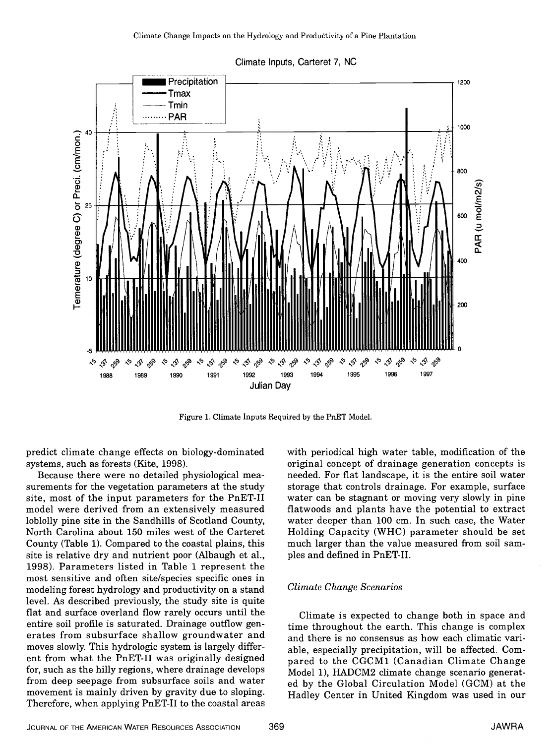Figure 1. Climate Inputs Required by the PnET Model.

predict climate change effects on biology-dominated systems, such as forests (Kite, 1998).

Because there were no detailed physiological measurements for the vegetation parameters at the study site, most of the input parameters for the PnET-II model were derived from an extensively measured loblolly pine site in the Sandhills of Scotland County, North Carolina about 150 miles west of the Carteret County (Table 1). Compared to the coastal plains, this site is relative dry and nutrient poor (Albaugh et al., 1998). Parameters listed in Table 1 represent the most sensitive and often site/species specific ones in modeling forest hydrology and productivity on a stand level. As described previously, the study site is quite flat and surface overland flow rarely occurs until the entire soil profile is saturated. Drainage outflow generates from subsurface shallow groundwater and moves slowly. This hydrologic system is largely different from what the PnET-II was originally designed for, such as the hilly regions, where drainage develops from deep seepage from subsurface soils and water movement is mainly driven by gravity due to sloping. Therefore, when applying PnET-II to the coastal areas with periodical high water table, modification of the original concept of drainage generation concepts is needed. For flat landscape, it is the entire soil water storage that controls drainage. For example, surface water can be stagnant or moving very slowly in pine flatwoods and plants have the potential to extract water deeper than 100 cm. In such case, the Water Holding Capacity (WHC) parameter should be set much larger than the value measured from soil samples and defined in PnET-II.

### *Climate Change Scenarios*

Climate is expected to change both in space and time throughout the earth. This change is complex and there is no consensus as how each climatic variable, especially precipitation, will be affected. Compared to the CGCM1 (Canadian Climate Change Model 1), HADCM2 climate change scenario generated by the Global Circulation Model (GCM) at the Hadley Center in United Kingdom was used in our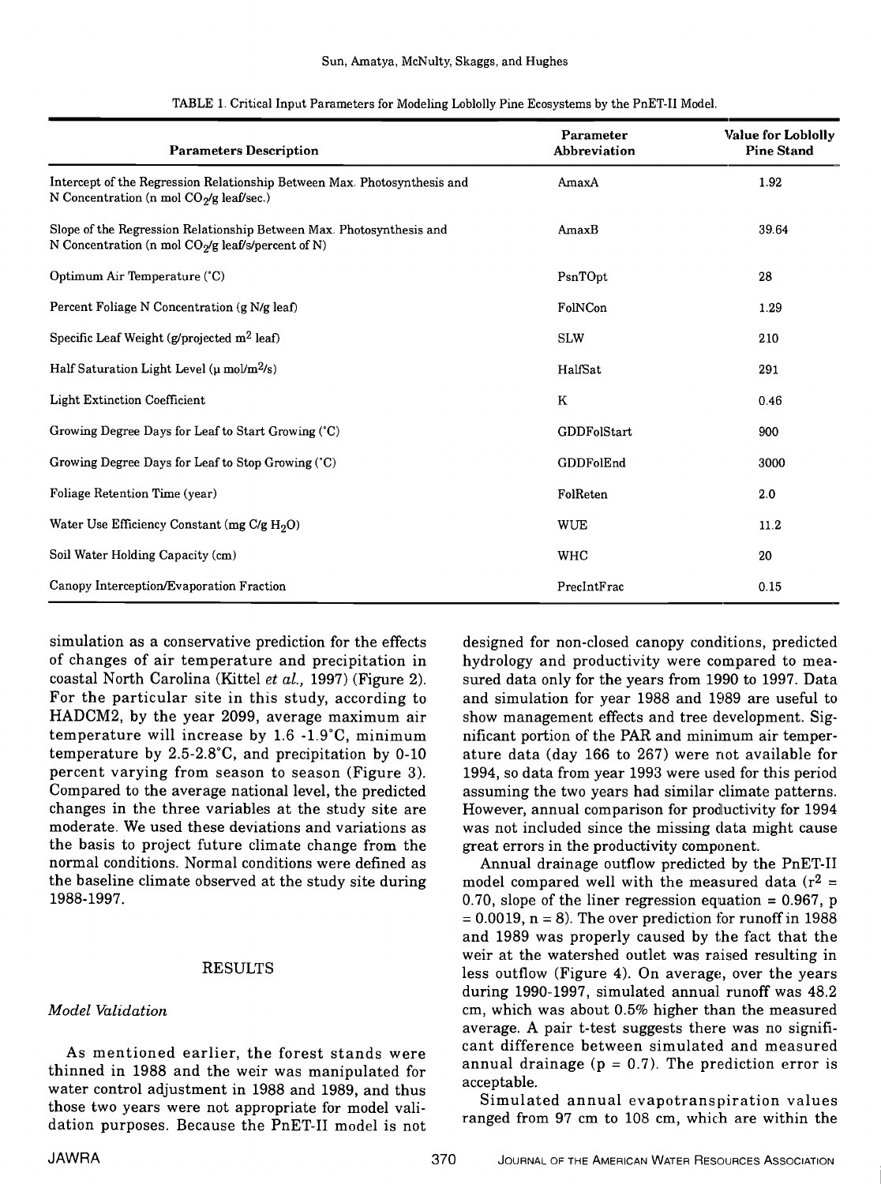TABLE 1. Critical Input Parameters for Modeling Loblolly Pine Ecosystems by the PnET-II Model.

| Parameters Description | Parameter Abbreviation | Value for Loblolly Pine Stand |
|---|---|---|
| Intercept of the Regression Relationship Between Max. Photosynthesis and N Concentration (n mol $CO_2$/g leaf/sec.) | AmaxA | 1.92 |
| Slope of the Regression Relationship Between Max. Photosynthesis and N Concentration (n mol $CO_2$/g leaf/s/percent of N) | AmaxB | 39.64 |
| Optimum Air Temperature (°C) | PsnTOpt | 28 |
| Percent Foliage N Concentration (g N/g leaf) | FolNCon | 1.29 |
| Specific Leaf Weight (g/projected $m^2$ leaf) | SLW | 210 |
| Half Saturation Light Level (μ mol/$m^2$/s) | HalfSat | 291 |
| Light Extinction Coefficient | K | 0.46 |
| Growing Degree Days for Leaf to Start Growing (°C) | GDDFolStart | 900 |
| Growing Degree Days for Leaf to Stop Growing (°C) | GDDFolEnd | 3000 |
| Foliage Retention Time (year) | FolReten | 2.0 |
| Water Use Efficiency Constant (mg C/g $H_2O$) | WUE | 11.2 |
| Soil Water Holding Capacity (cm) | WHC | 20 |
| Canopy Interception/Evaporation Fraction | PrecIntFrac | 0.15 |

simulation as a conservative prediction for the effects of changes of air temperature and precipitation in coastal North Carolina (Kittel *et al.*, 1997) (Figure 2). For the particular site in this study, according to HADCM2, by the year 2099, average maximum air temperature will increase by 1.6 -1.9°C, minimum temperature by 2.5-2.8°C, and precipitation by 0-10 percent varying from season to season (Figure 3). Compared to the average national level, the predicted changes in the three variables at the study site are moderate. We used these deviations and variations as the basis to project future climate change from the normal conditions. Normal conditions were defined as the baseline climate observed at the study site during 1988-1997.

## RESULTS

### *Model Validation*

As mentioned earlier, the forest stands were thinned in 1988 and the weir was manipulated for water control adjustment in 1988 and 1989, and thus those two years were not appropriate for model validation purposes. Because the PnET-II model is not designed for non-closed canopy conditions, predicted hydrology and productivity were compared to measured data only for the years from 1990 to 1997. Data and simulation for year 1988 and 1989 are useful to show management effects and tree development. Significant portion of the PAR and minimum air temperature data (day 166 to 267) were not available for 1994, so data from year 1993 were used for this period assuming the two years had similar climate patterns. However, annual comparison for productivity for 1994 was not included since the missing data might cause great errors in the productivity component.

Annual drainage outflow predicted by the PnET-II model compared well with the measured data ($r^2$ = 0.70, slope of the liner regression equation = 0.967, p = 0.0019, n = 8). The over prediction for runoff in 1988 and 1989 was properly caused by the fact that the weir at the watershed outlet was raised resulting in less outflow (Figure 4). On average, over the years during 1990-1997, simulated annual runoff was 48.2 cm, which was about 0.5% higher than the measured average. A pair t-test suggests there was no significant difference between simulated and measured annual drainage (p = 0.7). The prediction error is acceptable.

Simulated annual evapotranspiration values ranged from 97 cm to 108 cm, which are within the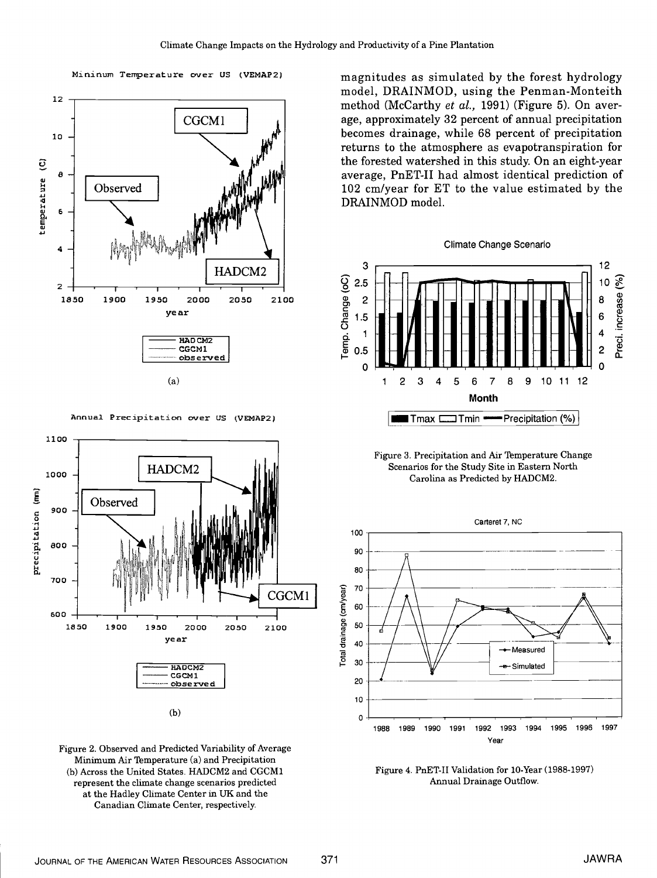magnitudes as simulated by the forest hydrology model, DRAINMOD, using the Penman-Monteith method (McCarthy *et al.*, 1991) (Figure 5). On average, approximately 32 percent of annual precipitation becomes drainage, while 68 percent of precipitation returns to the atmosphere as evapotranspiration for the forested watershed in this study. On an eight-year average, PnET-II had almost identical prediction of 102 cm/year for ET to the value estimated by the DRAINMOD model.

Figure 2. Observed and Predicted Variability of Average Minimum Air Temperature (a) and Precipitation (b) Across the United States. HADCM2 and CGCM1 represent the climate change scenarios predicted at the Hadley Climate Center in UK and the Canadian Climate Center, respectively.

Figure 3. Precipitation and Air Temperature Change Scenarios for the Study Site in Eastern North Carolina as Predicted by HADCM2.

Figure 4. PnET-II Validation for 10-Year (1988-1997) Annual Drainage Outflow.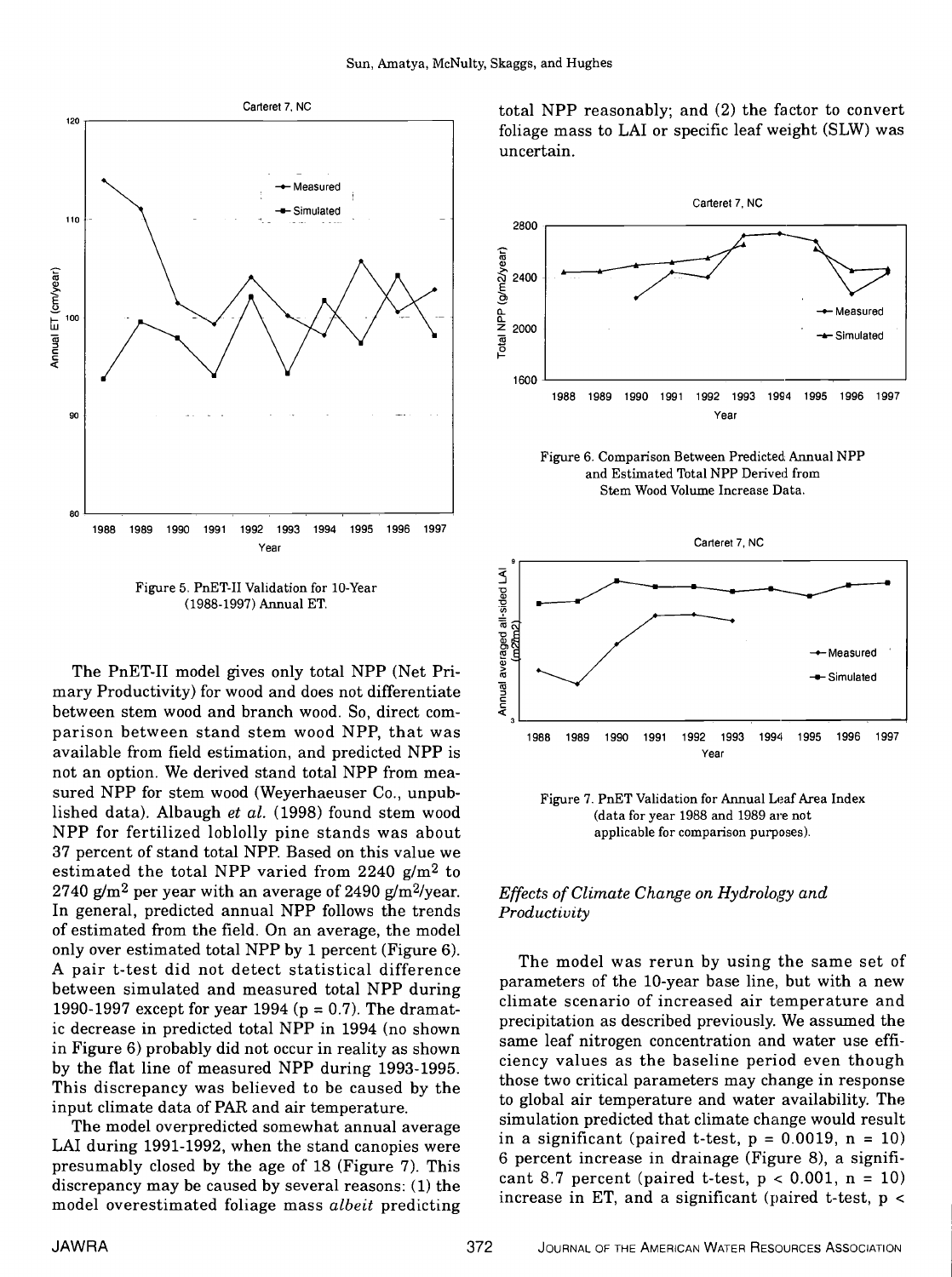Figure 5. PnET-II Validation for 10-Year (1988-1997) Annual ET.

The PnET-II model gives only total NPP (Net Primary Productivity) for wood and does not differentiate between stem wood and branch wood. So, direct comparison between stand stem wood NPP, that was available from field estimation, and predicted NPP is not an option. We derived stand total NPP from measured NPP for stem wood (Weyerhaeuser Co., unpublished data). Albaugh *et al.* (1998) found stem wood NPP for fertilized loblolly pine stands was about 37 percent of stand total NPP. Based on this value we estimated the total NPP varied from 2240 $g/m^2$ to 2740 $g/m^2$ per year with an average of 2490 $g/m^2/year$. In general, predicted annual NPP follows the trends of estimated from the field. On an average, the model only over estimated total NPP by 1 percent (Figure 6). A pair t-test did not detect statistical difference between simulated and measured total NPP during 1990-1997 except for year 1994 ($p = 0.7$). The dramatic decrease in predicted total NPP in 1994 (no shown in Figure 6) probably did not occur in reality as shown by the flat line of measured NPP during 1993-1995. This discrepancy was believed to be caused by the input climate data of PAR and air temperature.

The model overpredicted somewhat annual average LAI during 1991-1992, when the stand canopies were presumably closed by the age of 18 (Figure 7). This discrepancy may be caused by several reasons: (1) the model overestimated foliage mass *albeit* predicting total NPP reasonably; and (2) the factor to convert foliage mass to LAI or specific leaf weight (SLW) was uncertain.

Figure 6. Comparison Between Predicted Annual NPP and Estimated Total NPP Derived from Stem Wood Volume Increase Data.

Figure 7. PnET Validation for Annual Leaf Area Index (data for year 1988 and 1989 are not applicable for comparison purposes).

### *Effects of Climate Change on Hydrology and Productivity*

The model was rerun by using the same set of parameters of the 10-year base line, but with a new climate scenario of increased air temperature and precipitation as described previously. We assumed the same leaf nitrogen concentration and water use efficiency values as the baseline period even though those two critical parameters may change in response to global air temperature and water availability. The simulation predicted that climate change would result in a significant (paired t-test, $p = 0.0019$, $n = 10$) 6 percent increase in drainage (Figure 8), a significant 8.7 percent (paired t-test, $p < 0.001$, $n = 10$) increase in ET, and a significant (paired t-test, $p <$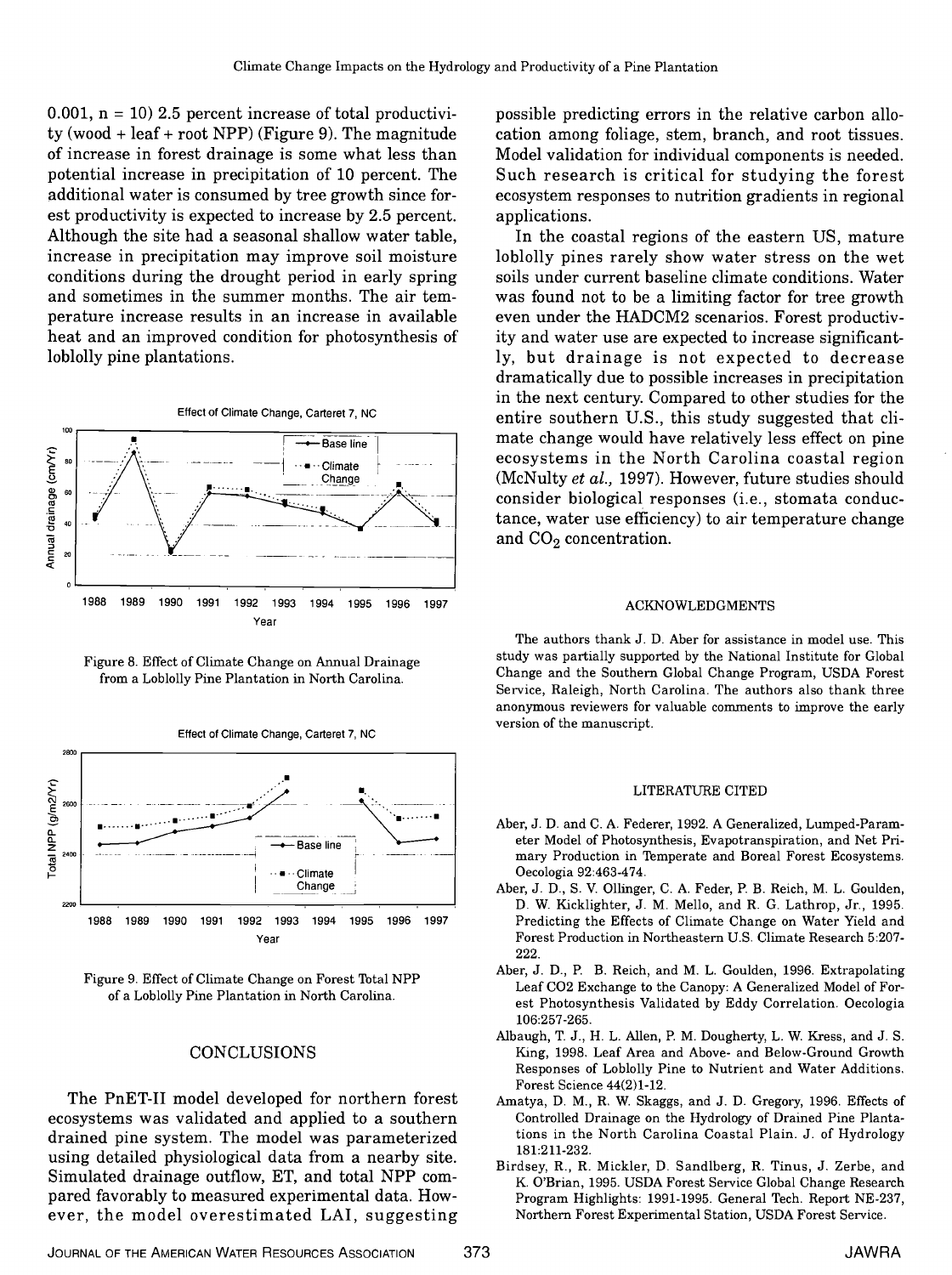0.001, n = 10) 2.5 percent increase of total productivity (wood + leaf + root NPP) (Figure 9). The magnitude of increase in forest drainage is some what less than potential increase in precipitation of 10 percent. The additional water is consumed by tree growth since forest productivity is expected to increase by 2.5 percent. Although the site had a seasonal shallow water table, increase in precipitation may improve soil moisture conditions during the drought period in early spring and sometimes in the summer months. The air temperature increase results in an increase in available heat and an improved condition for photosynthesis of loblolly pine plantations.

Figure 8. Effect of Climate Change on Annual Drainage from a Loblolly Pine Plantation in North Carolina.

Figure 9. Effect of Climate Change on Forest Total NPP of a Loblolly Pine Plantation in North Carolina.

## CONCLUSIONS

The PnET-II model developed for northern forest ecosystems was validated and applied to a southern drained pine system. The model was parameterized using detailed physiological data from a nearby site. Simulated drainage outflow, ET, and total NPP compared favorably to measured experimental data. However, the model overestimated LAI, suggesting possible predicting errors in the relative carbon allocation among foliage, stem, branch, and root tissues. Model validation for individual components is needed. Such research is critical for studying the forest ecosystem responses to nutrition gradients in regional applications.

In the coastal regions of the eastern US, mature loblolly pines rarely show water stress on the wet soils under current baseline climate conditions. Water was found not to be a limiting factor for tree growth even under the HADCM2 scenarios. Forest productivity and water use are expected to increase significantly, but drainage is not expected to decrease dramatically due to possible increases in precipitation in the next century. Compared to other studies for the entire southern U.S., this study suggested that climate change would have relatively less effect on pine ecosystems in the North Carolina coastal region (McNulty *et al.,* 1997). However, future studies should consider biological responses (i.e., stomata conductance, water use efficiency) to air temperature change and $CO_2$ concentration.

## ACKNOWLEDGMENTS

The authors thank J. D. Aber for assistance in model use. This study was partially supported by the National Institute for Global Change and the Southern Global Change Program, USDA Forest Service, Raleigh, North Carolina. The authors also thank three anonymous reviewers for valuable comments to improve the early version of the manuscript.

## LITERATURE CITED

Aber, J. D. and C. A. Federer, 1992. A Generalized, Lumped-Parameter Model of Photosynthesis, Evapotranspiration, and Net Primary Production in Temperate and Boreal Forest Ecosystems. Oecologia 92:463-474.

Aber, J. D., S. V. Ollinger, C. A. Feder, P. B. Reich, M. L. Goulden, D. W. Kicklighter, J. M. Mello, and R. G. Lathrop, Jr., 1995. Predicting the Effects of Climate Change on Water Yield and Forest Production in Northeastern U.S. Climate Research 5:207-222.

Aber, J. D., P. B. Reich, and M. L. Goulden, 1996. Extrapolating Leaf CO2 Exchange to the Canopy: A Generalized Model of Forest Photosynthesis Validated by Eddy Correlation. Oecologia 106:257-265.

Albaugh, T. J., H. L. Allen, P. M. Dougherty, L. W. Kress, and J. S. King, 1998. Leaf Area and Above- and Below-Ground Growth Responses of Loblolly Pine to Nutrient and Water Additions. Forest Science 44(2)1-12.

Amatya, D. M., R. W. Skaggs, and J. D. Gregory, 1996. Effects of Controlled Drainage on the Hydrology of Drained Pine Plantations in the North Carolina Coastal Plain. J. of Hydrology 181:211-232.

Birdsey, R., R. Mickler, D. Sandlberg, R. Tinus, J. Zerbe, and K. O'Brian, 1995. USDA Forest Service Global Change Research Program Highlights: 1991-1995. General Tech. Report NE-237, Northern Forest Experimental Station, USDA Forest Service.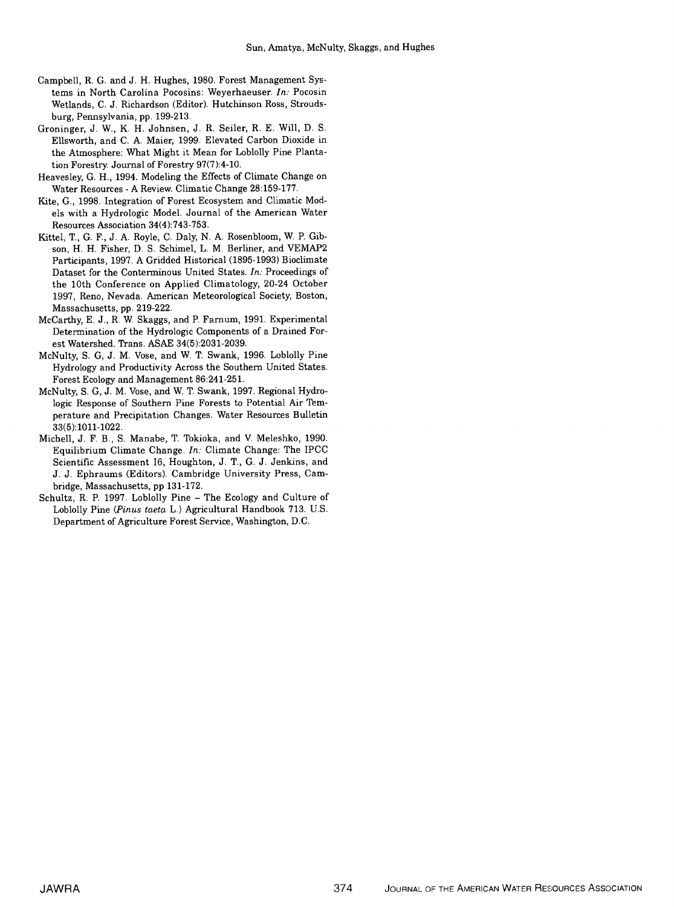Campbell, R. G. and J. H. Hughes, 1980. Forest Management Systems in North Carolina Pocosins: Weyerhaeuser. *In:* Pocosin Wetlands, C. J. Richardson (Editor). Hutchinson Ross, Stroudsburg, Pennsylvania, pp. 199-213.

Groninger, J. W., K. H. Johnsen, J. R. Seiler, R. E. Will, D. S. Ellsworth, and C. A. Maier, 1999. Elevated Carbon Dioxide in the Atmosphere: What Might it Mean for Loblolly Pine Plantation Forestry. Journal of Forestry 97(7):4-10.

Heavesley, G. H., 1994. Modeling the Effects of Climate Change on Water Resources - A Review. Climatic Change 28:159-177.

Kite, G., 1998. Integration of Forest Ecosystem and Climatic Models with a Hydrologic Model. Journal of the American Water Resources Association 34(4):743-753.

Kittel, T., G. F., J. A. Royle, C. Daly, N. A. Rosenbloom, W. P. Gibson, H. H. Fisher, D. S. Schimel, L. M. Berliner, and VEMAP2 Participants, 1997. A Gridded Historical (1895-1993) Bioclimate Dataset for the Conterminous United States. *In:* Proceedings of the 10th Conference on Applied Climatology, 20-24 October 1997, Reno, Nevada. American Meteorological Society, Boston, Massachusetts, pp. 219-222.

McCarthy, E. J., R. W. Skaggs, and P. Farnum, 1991. Experimental Determination of the Hydrologic Components of a Drained Forest Watershed. Trans. ASAE 34(5):2031-2039.

McNulty, S. G, J. M. Vose, and W. T. Swank, 1996. Loblolly Pine Hydrology and Productivity Across the Southern United States. Forest Ecology and Management 86:241-251.

McNulty, S. G, J. M. Vose, and W. T. Swank, 1997. Regional Hydrologic Response of Southern Pine Forests to Potential Air Temperature and Precipitation Changes. Water Resources Bulletin 33(5):1011-1022.

Michell, J. F. B., S. Manabe, T. Tokioka, and V. Meleshko, 1990. Equilibrium Climate Change. *In:* Climate Change: The IPCC Scientific Assessment I6, Houghton, J. T., G. J. Jenkins, and J. J. Ephraums (Editors). Cambridge University Press, Cambridge, Massachusetts, pp 131-172.

Schultz, R. P. 1997. Loblolly Pine – The Ecology and Culture of Loblolly Pine (*Pinus taeta* L.) Agricultural Handbook 713. U.S. Department of Agriculture Forest Service, Washington, D.C.